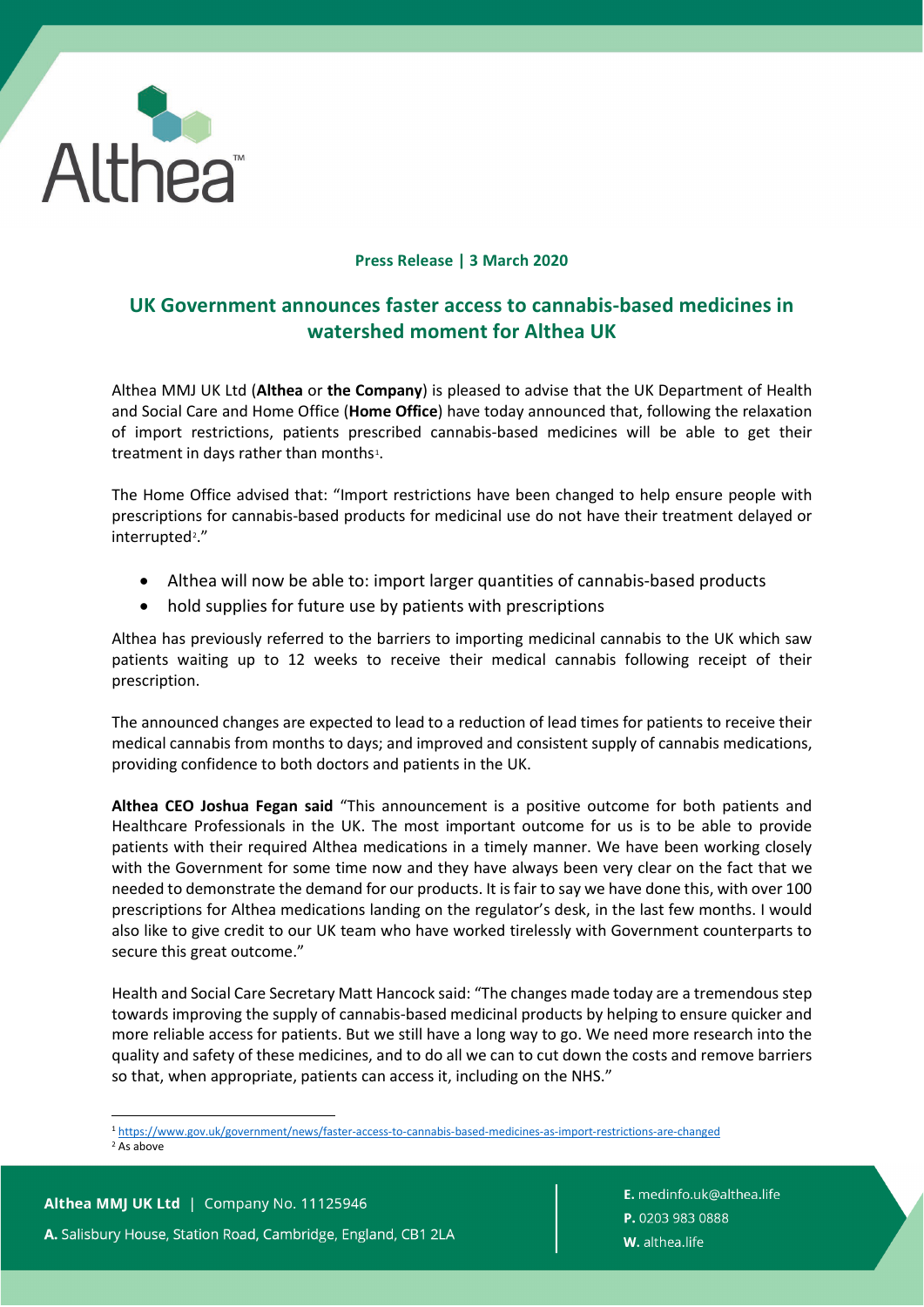Althea™

**Press Release | 3 March 2020**

# UK Government announces faster access to cannabis-based medicines in watershed moment for Althea UK

Althea MMJ UK Ltd (**Althea** or **the Company**) is pleased to advise that the UK Department of Health and Social Care and Home Office (**Home Office**) have today announced that, following the relaxation of import restrictions, patients prescribed cannabis-based medicines will be able to get their treatment in days rather than months[1].

The Home Office advised that: "Import restrictions have been changed to help ensure people with prescriptions for cannabis-based products for medicinal use do not have their treatment delayed or interrupted[2]."

- Althea will now be able to: import larger quantities of cannabis-based products
- hold supplies for future use by patients with prescriptions

Althea has previously referred to the barriers to importing medicinal cannabis to the UK which saw patients waiting up to 12 weeks to receive their medical cannabis following receipt of their prescription.

The announced changes are expected to lead to a reduction of lead times for patients to receive their medical cannabis from months to days; and improved and consistent supply of cannabis medications, providing confidence to both doctors and patients in the UK.

**Althea CEO Joshua Fegan said** "This announcement is a positive outcome for both patients and Healthcare Professionals in the UK. The most important outcome for us is to be able to provide patients with their required Althea medications in a timely manner. We have been working closely with the Government for some time now and they have always been very clear on the fact that we needed to demonstrate the demand for our products. It is fair to say we have done this, with over 100 prescriptions for Althea medications landing on the regulator's desk, in the last few months. I would also like to give credit to our UK team who have worked tirelessly with Government counterparts to secure this great outcome."

Health and Social Care Secretary Matt Hancock said: "The changes made today are a tremendous step towards improving the supply of cannabis-based medicinal products by helping to ensure quicker and more reliable access for patients. But we still have a long way to go. We need more research into the quality and safety of these medicines, and to do all we can to cut down the costs and remove barriers so that, when appropriate, patients can access it, including on the NHS."

---

[1] https://www.gov.uk/government/news/faster-access-to-cannabis-based-medicines-as-import-restrictions-are-changed

[2] As above

**Althea MMJ UK Ltd** | Company No. 11125946

**A.** Salisbury House, Station Road, Cambridge, England, CB1 2LA

**E.** medinfo.uk@althea.life
**P.** 0203 983 0888
**W.** althea.life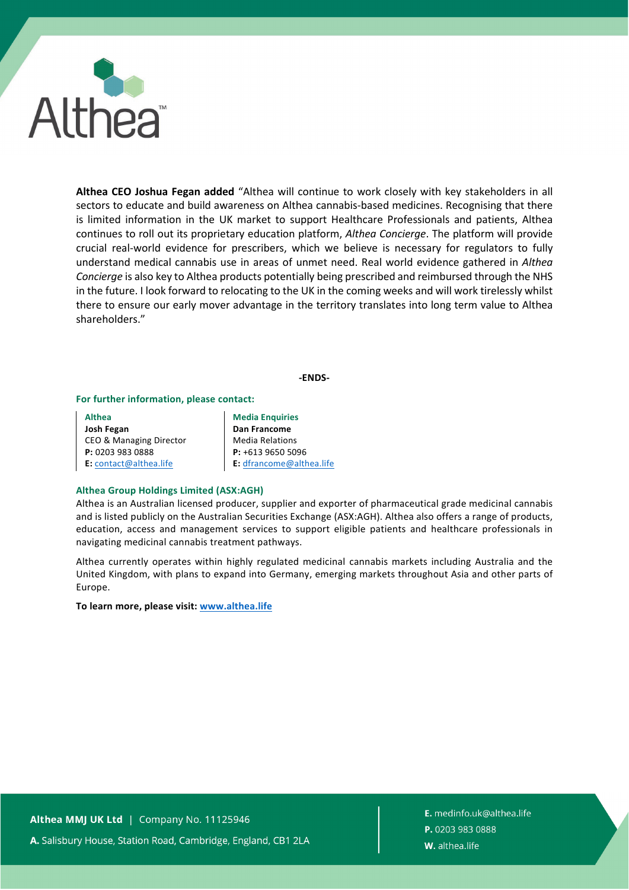**Althea CEO Joshua Fegan added** "Althea will continue to work closely with key stakeholders in all sectors to educate and build awareness on Althea cannabis-based medicines. Recognising that there is limited information in the UK market to support Healthcare Professionals and patients, Althea continues to roll out its proprietary education platform, *Althea Concierge*. The platform will provide crucial real-world evidence for prescribers, which we believe is necessary for regulators to fully understand medical cannabis use in areas of unmet need. Real world evidence gathered in *Althea Concierge* is also key to Althea products potentially being prescribed and reimbursed through the NHS in the future. I look forward to relocating to the UK in the coming weeks and will work tirelessly whilst there to ensure our early mover advantage in the territory translates into long term value to Althea shareholders."

**-ENDS-**

**For further information, please contact:**

| | |
|---|---|
| **Althea** | **Media Enquiries** |
| **Josh Fegan** | **Dan Francome** |
| CEO & Managing Director | Media Relations |
| **P:** 0203 983 0888 | **P:** +613 9650 5096 |
| **E:** contact@althea.life | **E:** dfrancome@althea.life |

**Althea Group Holdings Limited (ASX:AGH)**

Althea is an Australian licensed producer, supplier and exporter of pharmaceutical grade medicinal cannabis and is listed publicly on the Australian Securities Exchange (ASX:AGH). Althea also offers a range of products, education, access and management services to support eligible patients and healthcare professionals in navigating medicinal cannabis treatment pathways.

Althea currently operates within highly regulated medicinal cannabis markets including Australia and the United Kingdom, with plans to expand into Germany, emerging markets throughout Asia and other parts of Europe.

**To learn more, please visit: www.althea.life**